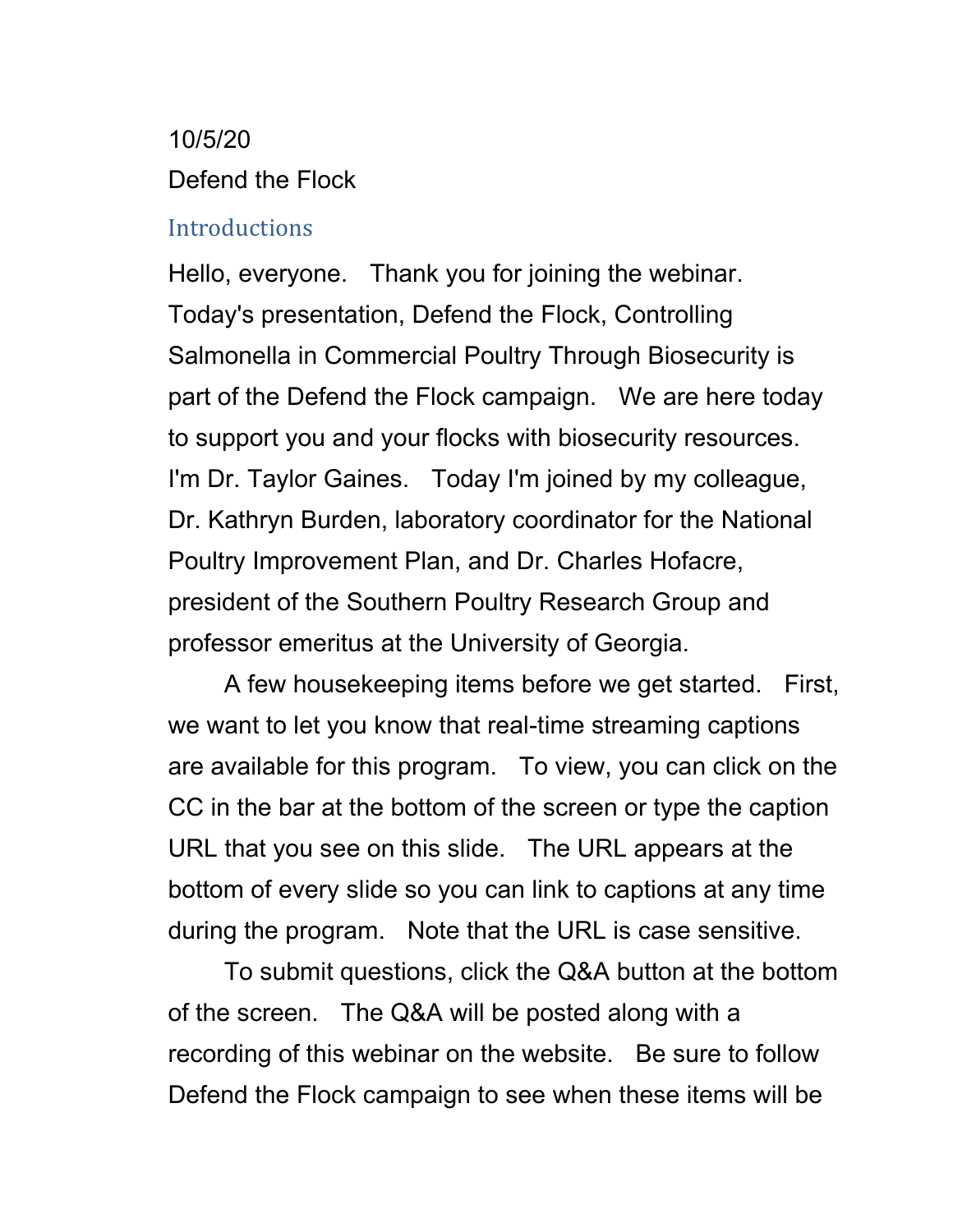10/5/20

Defend the Flock

## Introductions

Hello, everyone. Thank you for joining the webinar. Today's presentation, Defend the Flock, Controlling Salmonella in Commercial Poultry Through Biosecurity is part of the Defend the Flock campaign. We are here today to support you and your flocks with biosecurity resources. I'm Dr. Taylor Gaines. Today I'm joined by my colleague, Dr. Kathryn Burden, laboratory coordinator for the National Poultry Improvement Plan, and Dr. Charles Hofacre, president of the Southern Poultry Research Group and professor emeritus at the University of Georgia.

A few housekeeping items before we get started. First, we want to let you know that real-time streaming captions are available for this program. To view, you can click on the CC in the bar at the bottom of the screen or type the caption URL that you see on this slide. The URL appears at the bottom of every slide so you can link to captions at any time during the program. Note that the URL is case sensitive.

To submit questions, click the Q&A button at the bottom of the screen. The Q&A will be posted along with a recording of this webinar on the website. Be sure to follow Defend the Flock campaign to see when these items will be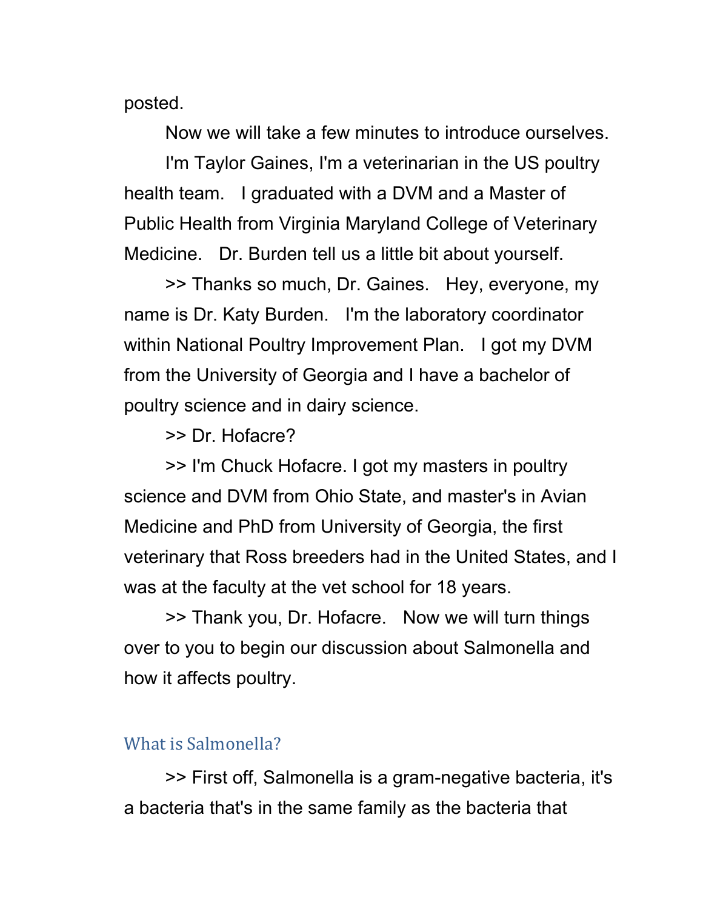posted.

Now we will take a few minutes to introduce ourselves.

I'm Taylor Gaines, I'm a veterinarian in the US poultry health team. I graduated with a DVM and a Master of Public Health from Virginia Maryland College of Veterinary Medicine. Dr. Burden tell us a little bit about yourself.

>> Thanks so much, Dr. Gaines. Hey, everyone, my name is Dr. Katy Burden. I'm the laboratory coordinator within National Poultry Improvement Plan. I got my DVM from the University of Georgia and I have a bachelor of poultry science and in dairy science.

>> Dr. Hofacre?

>> I'm Chuck Hofacre. I got my masters in poultry science and DVM from Ohio State, and master's in Avian Medicine and PhD from University of Georgia, the first veterinary that Ross breeders had in the United States, and I was at the faculty at the vet school for 18 years.

>> Thank you, Dr. Hofacre. Now we will turn things over to you to begin our discussion about Salmonella and how it affects poultry.

## What is Salmonella?

>> First off, Salmonella is a gram-negative bacteria, it's a bacteria that's in the same family as the bacteria that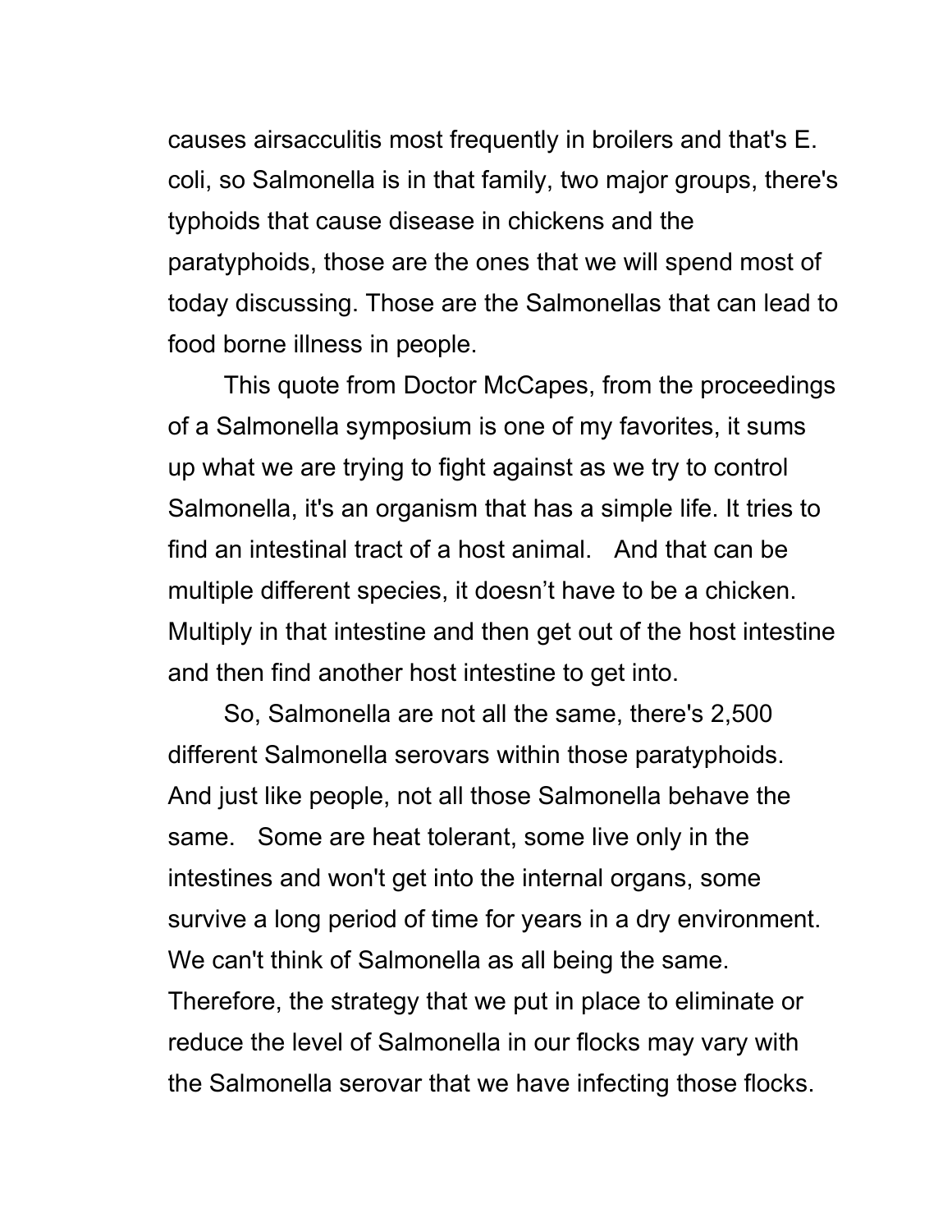causes airsacculitis most frequently in broilers and that's E. coli, so Salmonella is in that family, two major groups, there's typhoids that cause disease in chickens and the paratyphoids, those are the ones that we will spend most of today discussing. Those are the Salmonellas that can lead to food borne illness in people.

This quote from Doctor McCapes, from the proceedings of a Salmonella symposium is one of my favorites, it sums up what we are trying to fight against as we try to control Salmonella, it's an organism that has a simple life. It tries to find an intestinal tract of a host animal. And that can be multiple different species, it doesn’t have to be a chicken. Multiply in that intestine and then get out of the host intestine and then find another host intestine to get into.

So, Salmonella are not all the same, there's 2,500 different Salmonella serovars within those paratyphoids. And just like people, not all those Salmonella behave the same. Some are heat tolerant, some live only in the intestines and won't get into the internal organs, some survive a long period of time for years in a dry environment. We can't think of Salmonella as all being the same. Therefore, the strategy that we put in place to eliminate or reduce the level of Salmonella in our flocks may vary with the Salmonella serovar that we have infecting those flocks.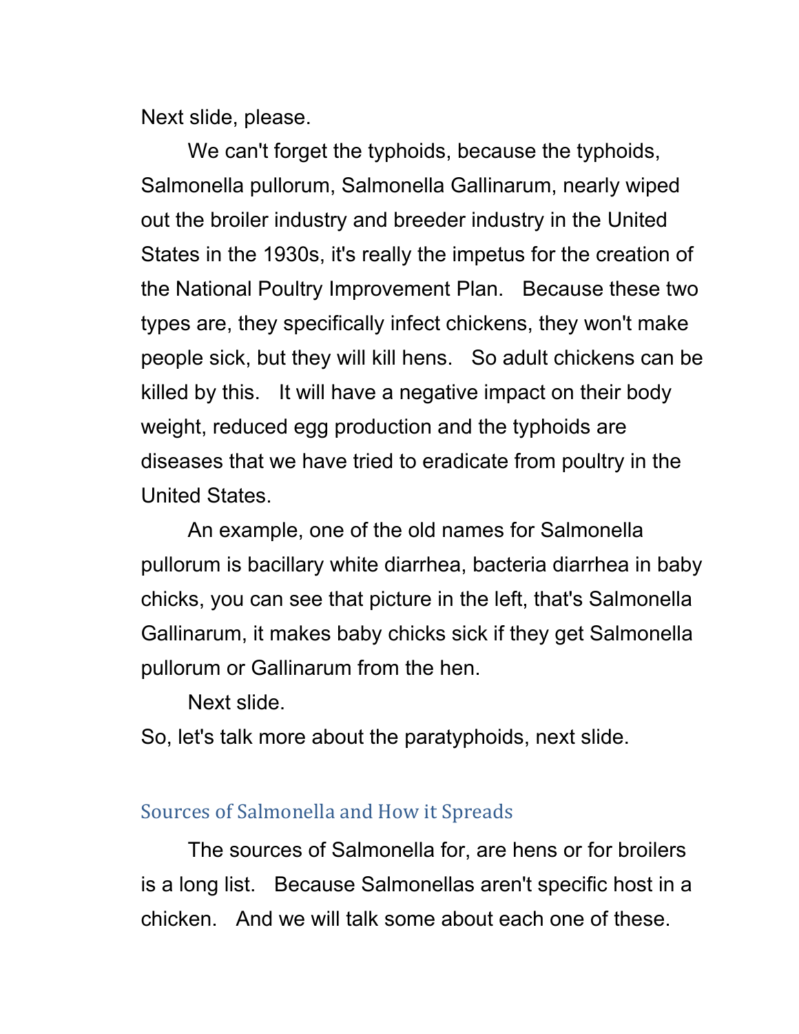Next slide, please.

We can't forget the typhoids, because the typhoids, Salmonella pullorum, Salmonella Gallinarum, nearly wiped out the broiler industry and breeder industry in the United States in the 1930s, it's really the impetus for the creation of the National Poultry Improvement Plan. Because these two types are, they specifically infect chickens, they won't make people sick, but they will kill hens. So adult chickens can be killed by this. It will have a negative impact on their body weight, reduced egg production and the typhoids are diseases that we have tried to eradicate from poultry in the United States.

An example, one of the old names for Salmonella pullorum is bacillary white diarrhea, bacteria diarrhea in baby chicks, you can see that picture in the left, that's Salmonella Gallinarum, it makes baby chicks sick if they get Salmonella pullorum or Gallinarum from the hen.

Next slide.

So, let's talk more about the paratyphoids, next slide.

## Sources of Salmonella and How it Spreads

The sources of Salmonella for, are hens or for broilers is a long list. Because Salmonellas aren't specific host in a chicken. And we will talk some about each one of these.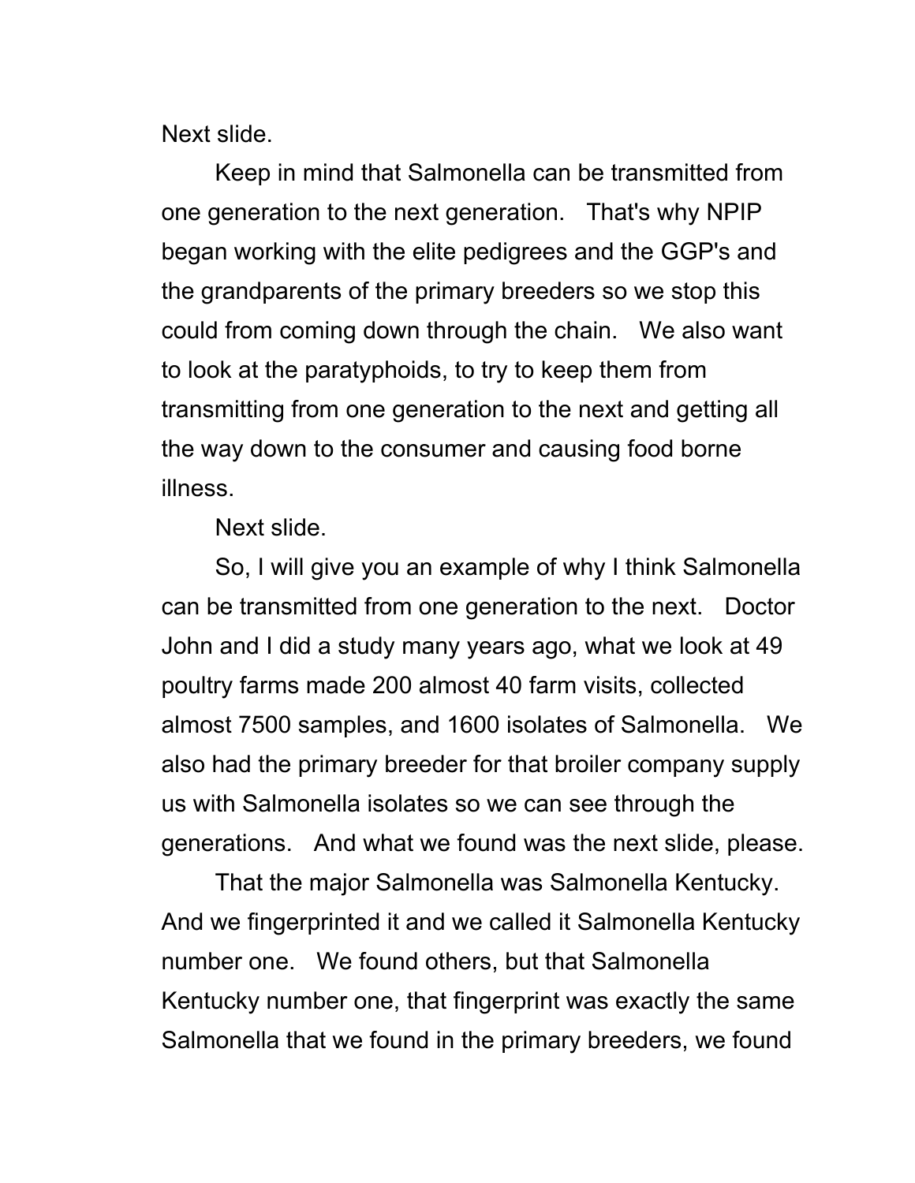Next slide.

Keep in mind that Salmonella can be transmitted from one generation to the next generation. That's why NPIP began working with the elite pedigrees and the GGP's and the grandparents of the primary breeders so we stop this could from coming down through the chain. We also want to look at the paratyphoids, to try to keep them from transmitting from one generation to the next and getting all the way down to the consumer and causing food borne illness.

Next slide.

So, I will give you an example of why I think Salmonella can be transmitted from one generation to the next. Doctor John and I did a study many years ago, what we look at 49 poultry farms made 200 almost 40 farm visits, collected almost 7500 samples, and 1600 isolates of Salmonella. We also had the primary breeder for that broiler company supply us with Salmonella isolates so we can see through the generations. And what we found was the next slide, please.

That the major Salmonella was Salmonella Kentucky. And we fingerprinted it and we called it Salmonella Kentucky number one. We found others, but that Salmonella Kentucky number one, that fingerprint was exactly the same Salmonella that we found in the primary breeders, we found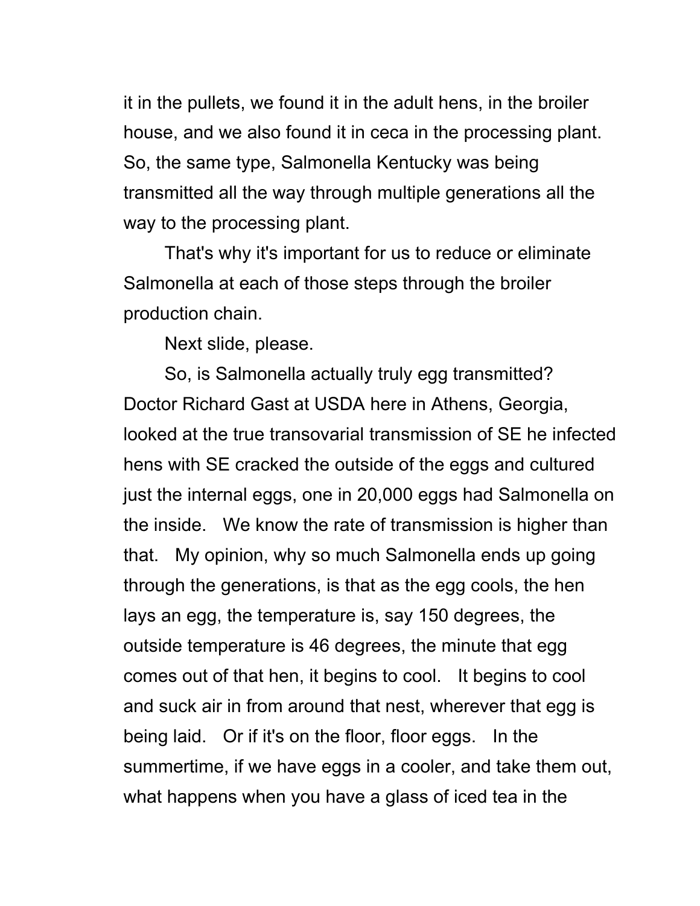it in the pullets, we found it in the adult hens, in the broiler house, and we also found it in ceca in the processing plant. So, the same type, Salmonella Kentucky was being transmitted all the way through multiple generations all the way to the processing plant.

That's why it's important for us to reduce or eliminate Salmonella at each of those steps through the broiler production chain.

Next slide, please.

So, is Salmonella actually truly egg transmitted? Doctor Richard Gast at USDA here in Athens, Georgia, looked at the true transovarial transmission of SE he infected hens with SE cracked the outside of the eggs and cultured just the internal eggs, one in 20,000 eggs had Salmonella on the inside. We know the rate of transmission is higher than that. My opinion, why so much Salmonella ends up going through the generations, is that as the egg cools, the hen lays an egg, the temperature is, say 150 degrees, the outside temperature is 46 degrees, the minute that egg comes out of that hen, it begins to cool. It begins to cool and suck air in from around that nest, wherever that egg is being laid. Or if it's on the floor, floor eggs. In the summertime, if we have eggs in a cooler, and take them out, what happens when you have a glass of iced tea in the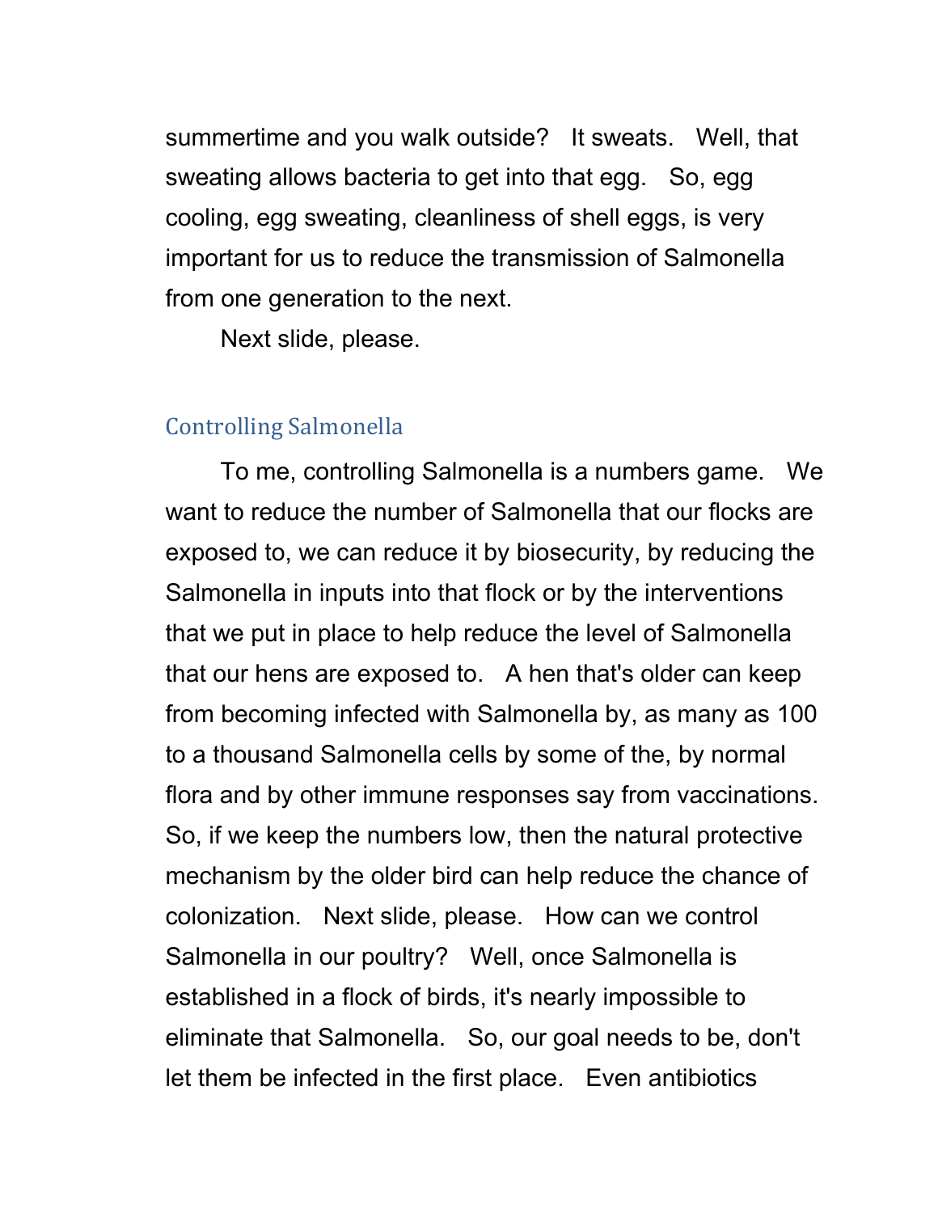summertime and you walk outside? It sweats. Well, that sweating allows bacteria to get into that egg. So, egg cooling, egg sweating, cleanliness of shell eggs, is very important for us to reduce the transmission of Salmonella from one generation to the next.

Next slide, please.

## Controlling Salmonella

To me, controlling Salmonella is a numbers game. We want to reduce the number of Salmonella that our flocks are exposed to, we can reduce it by biosecurity, by reducing the Salmonella in inputs into that flock or by the interventions that we put in place to help reduce the level of Salmonella that our hens are exposed to. A hen that's older can keep from becoming infected with Salmonella by, as many as 100 to a thousand Salmonella cells by some of the, by normal flora and by other immune responses say from vaccinations. So, if we keep the numbers low, then the natural protective mechanism by the older bird can help reduce the chance of colonization. Next slide, please. How can we control Salmonella in our poultry? Well, once Salmonella is established in a flock of birds, it's nearly impossible to eliminate that Salmonella. So, our goal needs to be, don't let them be infected in the first place. Even antibiotics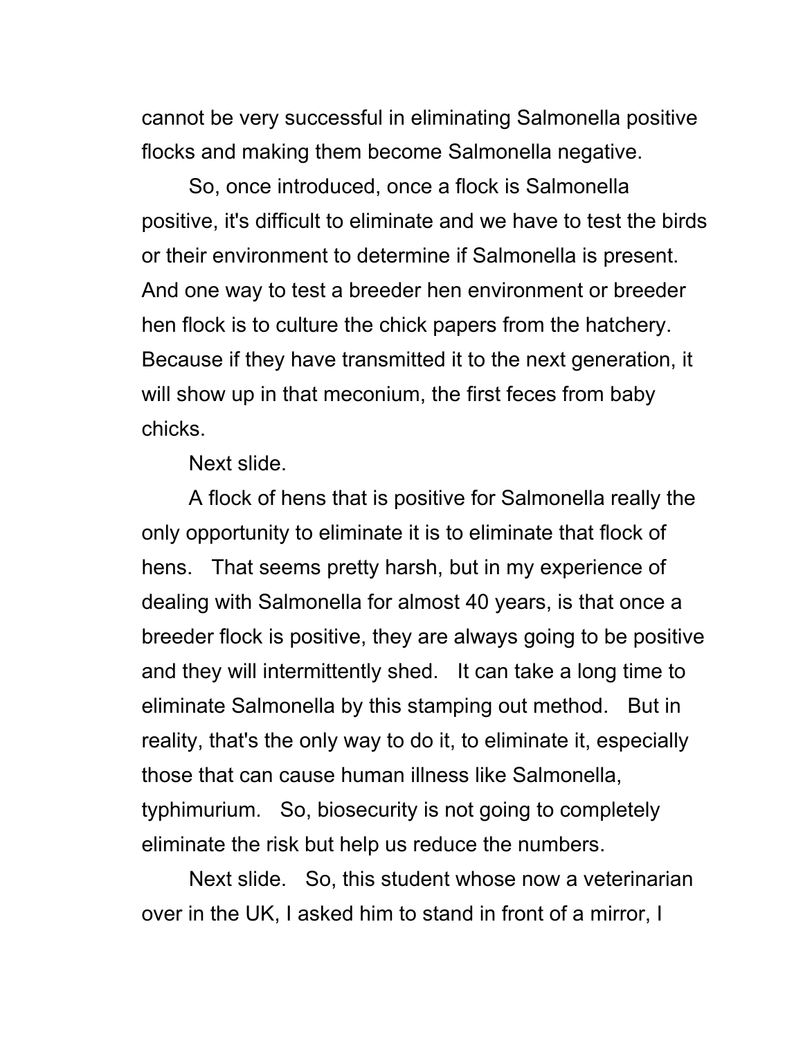cannot be very successful in eliminating Salmonella positive flocks and making them become Salmonella negative.

So, once introduced, once a flock is Salmonella positive, it's difficult to eliminate and we have to test the birds or their environment to determine if Salmonella is present. And one way to test a breeder hen environment or breeder hen flock is to culture the chick papers from the hatchery. Because if they have transmitted it to the next generation, it will show up in that meconium, the first feces from baby chicks.

Next slide.

A flock of hens that is positive for Salmonella really the only opportunity to eliminate it is to eliminate that flock of hens. That seems pretty harsh, but in my experience of dealing with Salmonella for almost 40 years, is that once a breeder flock is positive, they are always going to be positive and they will intermittently shed. It can take a long time to eliminate Salmonella by this stamping out method. But in reality, that's the only way to do it, to eliminate it, especially those that can cause human illness like Salmonella, typhimurium. So, biosecurity is not going to completely eliminate the risk but help us reduce the numbers.

Next slide. So, this student whose now a veterinarian over in the UK, I asked him to stand in front of a mirror, I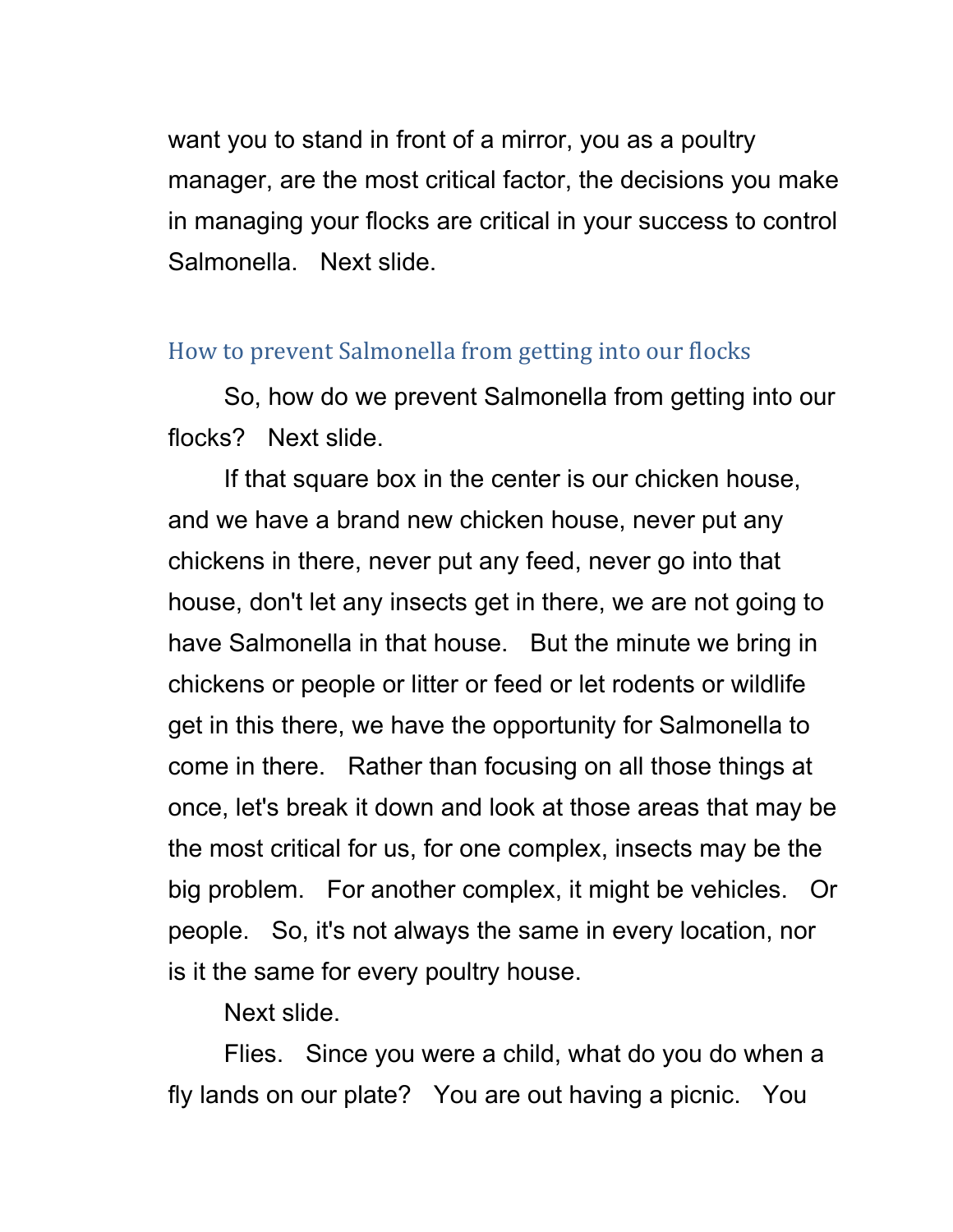want you to stand in front of a mirror, you as a poultry manager, are the most critical factor, the decisions you make in managing your flocks are critical in your success to control Salmonella. Next slide.

## How to prevent Salmonella from getting into our flocks

So, how do we prevent Salmonella from getting into our flocks? Next slide.

If that square box in the center is our chicken house, and we have a brand new chicken house, never put any chickens in there, never put any feed, never go into that house, don't let any insects get in there, we are not going to have Salmonella in that house. But the minute we bring in chickens or people or litter or feed or let rodents or wildlife get in this there, we have the opportunity for Salmonella to come in there. Rather than focusing on all those things at once, let's break it down and look at those areas that may be the most critical for us, for one complex, insects may be the big problem. For another complex, it might be vehicles. Or people. So, it's not always the same in every location, nor is it the same for every poultry house.

Next slide.

Flies. Since you were a child, what do you do when a fly lands on our plate? You are out having a picnic. You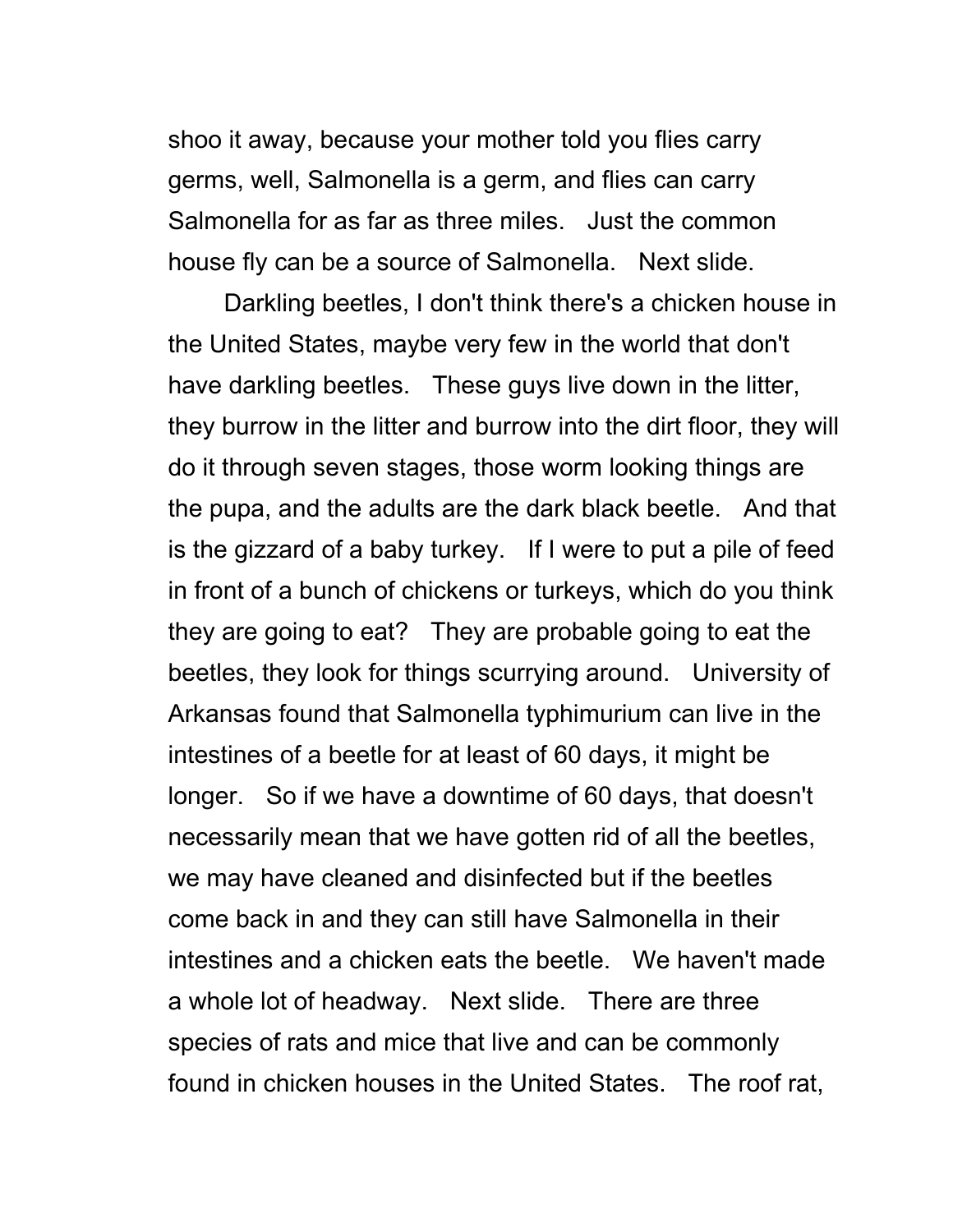shoo it away, because your mother told you flies carry germs, well, Salmonella is a germ, and flies can carry Salmonella for as far as three miles. Just the common house fly can be a source of Salmonella. Next slide.

Darkling beetles, I don't think there's a chicken house in the United States, maybe very few in the world that don't have darkling beetles. These guys live down in the litter, they burrow in the litter and burrow into the dirt floor, they will do it through seven stages, those worm looking things are the pupa, and the adults are the dark black beetle. And that is the gizzard of a baby turkey. If I were to put a pile of feed in front of a bunch of chickens or turkeys, which do you think they are going to eat? They are probable going to eat the beetles, they look for things scurrying around. University of Arkansas found that Salmonella typhimurium can live in the intestines of a beetle for at least of 60 days, it might be longer. So if we have a downtime of 60 days, that doesn't necessarily mean that we have gotten rid of all the beetles, we may have cleaned and disinfected but if the beetles come back in and they can still have Salmonella in their intestines and a chicken eats the beetle. We haven't made a whole lot of headway. Next slide. There are three species of rats and mice that live and can be commonly found in chicken houses in the United States. The roof rat,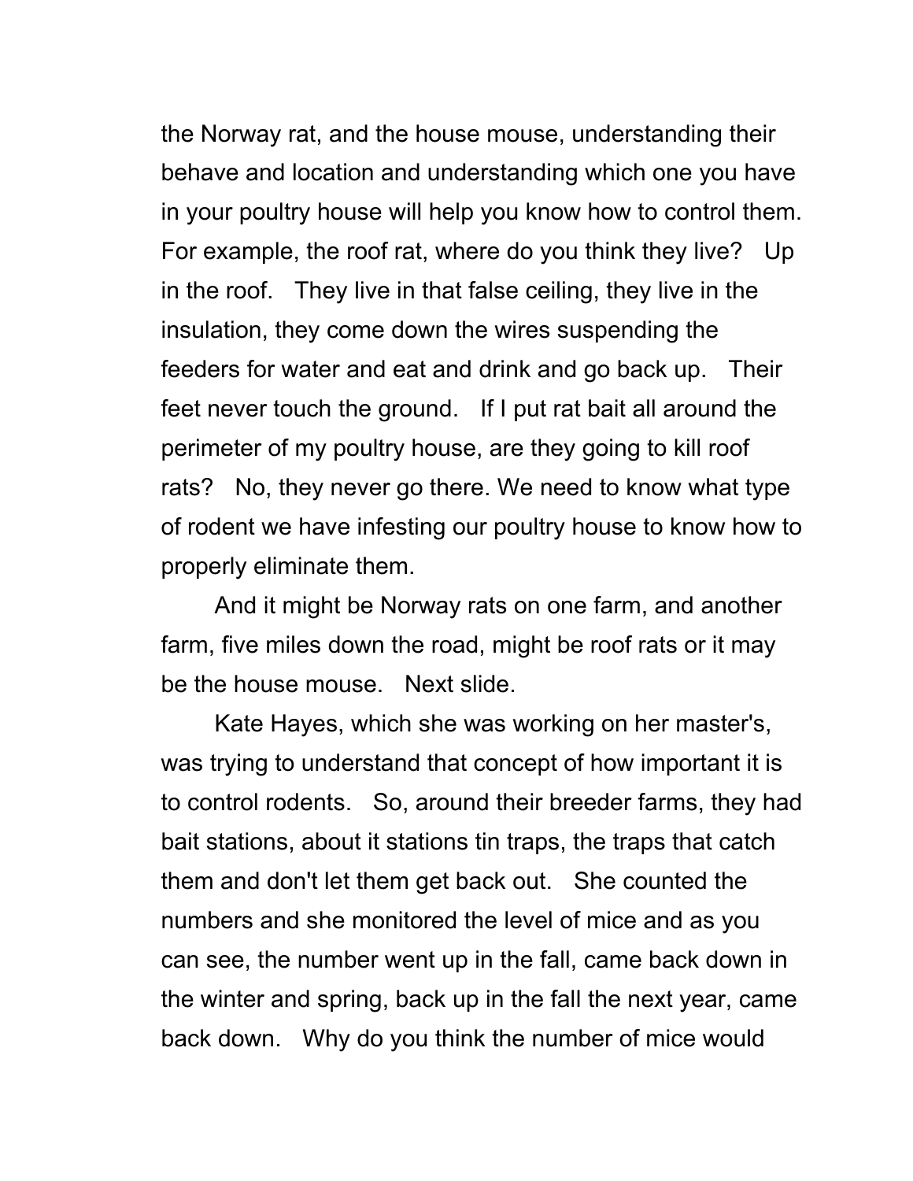the Norway rat, and the house mouse, understanding their behave and location and understanding which one you have in your poultry house will help you know how to control them. For example, the roof rat, where do you think they live? Up in the roof. They live in that false ceiling, they live in the insulation, they come down the wires suspending the feeders for water and eat and drink and go back up. Their feet never touch the ground. If I put rat bait all around the perimeter of my poultry house, are they going to kill roof rats? No, they never go there. We need to know what type of rodent we have infesting our poultry house to know how to properly eliminate them.

And it might be Norway rats on one farm, and another farm, five miles down the road, might be roof rats or it may be the house mouse. Next slide.

Kate Hayes, which she was working on her master's, was trying to understand that concept of how important it is to control rodents. So, around their breeder farms, they had bait stations, about it stations tin traps, the traps that catch them and don't let them get back out. She counted the numbers and she monitored the level of mice and as you can see, the number went up in the fall, came back down in the winter and spring, back up in the fall the next year, came back down. Why do you think the number of mice would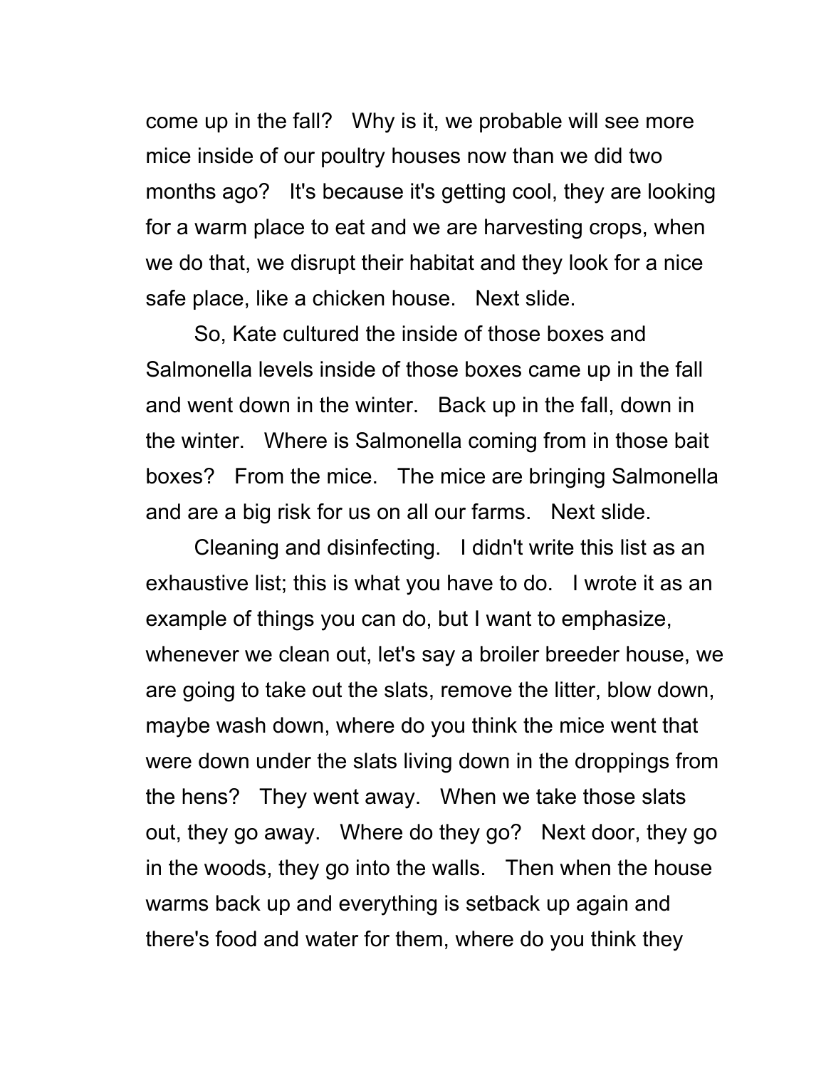come up in the fall? Why is it, we probable will see more mice inside of our poultry houses now than we did two months ago? It's because it's getting cool, they are looking for a warm place to eat and we are harvesting crops, when we do that, we disrupt their habitat and they look for a nice safe place, like a chicken house. Next slide.

So, Kate cultured the inside of those boxes and Salmonella levels inside of those boxes came up in the fall and went down in the winter. Back up in the fall, down in the winter. Where is Salmonella coming from in those bait boxes? From the mice. The mice are bringing Salmonella and are a big risk for us on all our farms. Next slide.

Cleaning and disinfecting. I didn't write this list as an exhaustive list; this is what you have to do. I wrote it as an example of things you can do, but I want to emphasize, whenever we clean out, let's say a broiler breeder house, we are going to take out the slats, remove the litter, blow down, maybe wash down, where do you think the mice went that were down under the slats living down in the droppings from the hens? They went away. When we take those slats out, they go away. Where do they go? Next door, they go in the woods, they go into the walls. Then when the house warms back up and everything is setback up again and there's food and water for them, where do you think they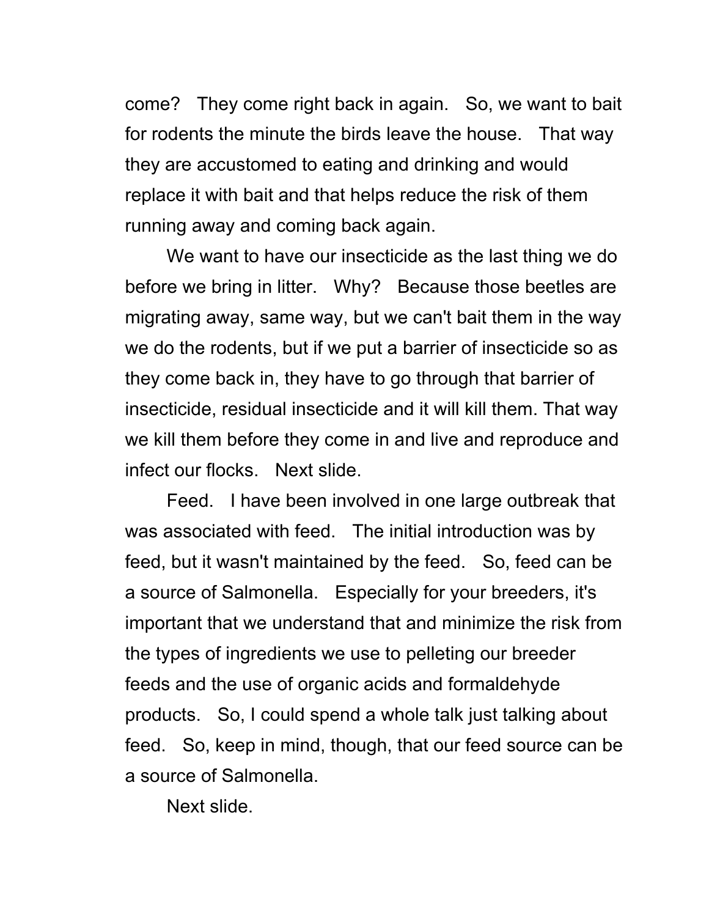come? They come right back in again. So, we want to bait for rodents the minute the birds leave the house. That way they are accustomed to eating and drinking and would replace it with bait and that helps reduce the risk of them running away and coming back again.

We want to have our insecticide as the last thing we do before we bring in litter. Why? Because those beetles are migrating away, same way, but we can't bait them in the way we do the rodents, but if we put a barrier of insecticide so as they come back in, they have to go through that barrier of insecticide, residual insecticide and it will kill them. That way we kill them before they come in and live and reproduce and infect our flocks. Next slide.

Feed. I have been involved in one large outbreak that was associated with feed. The initial introduction was by feed, but it wasn't maintained by the feed. So, feed can be a source of Salmonella. Especially for your breeders, it's important that we understand that and minimize the risk from the types of ingredients we use to pelleting our breeder feeds and the use of organic acids and formaldehyde products. So, I could spend a whole talk just talking about feed. So, keep in mind, though, that our feed source can be a source of Salmonella.

Next slide.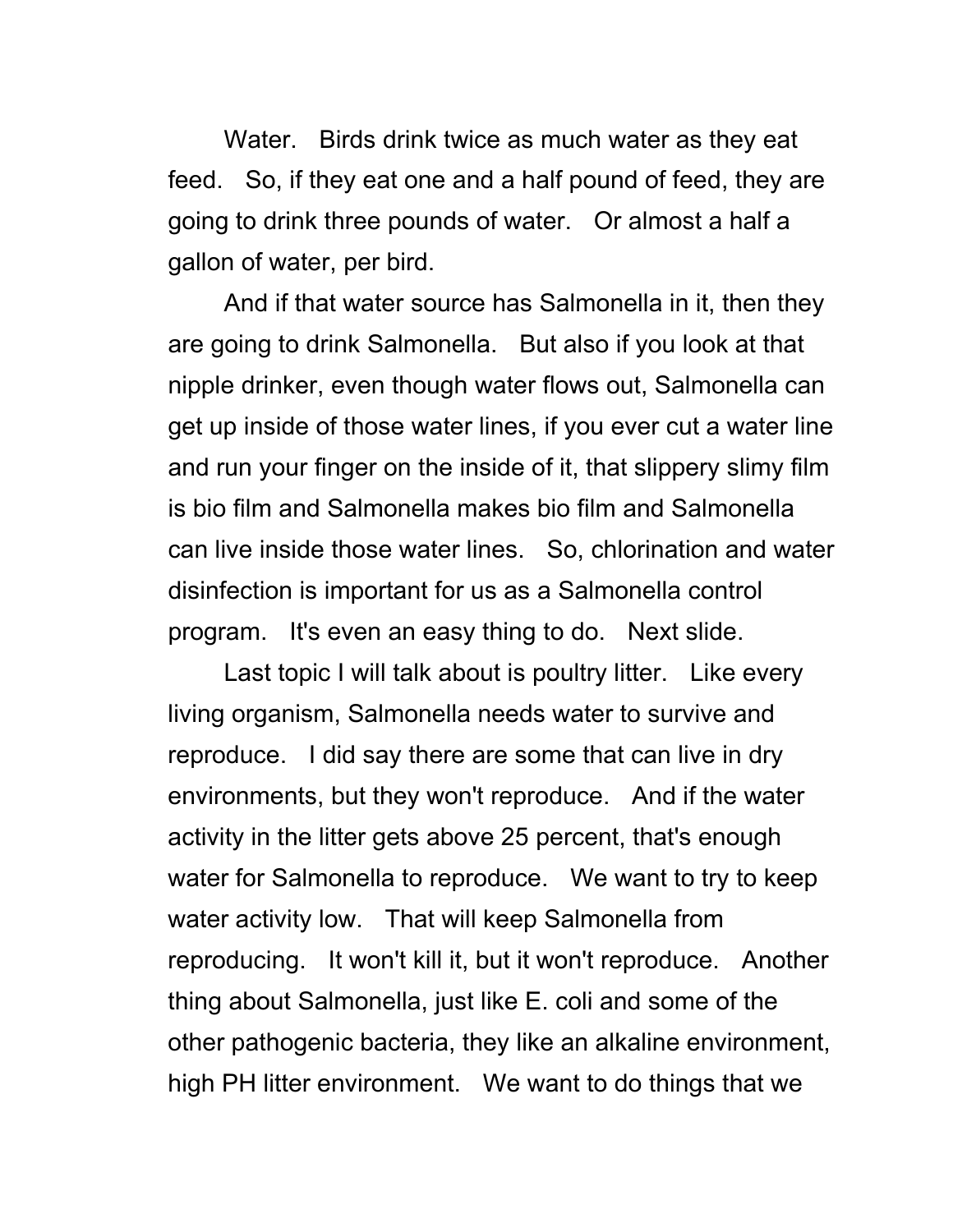Water. Birds drink twice as much water as they eat feed. So, if they eat one and a half pound of feed, they are going to drink three pounds of water. Or almost a half a gallon of water, per bird.

And if that water source has Salmonella in it, then they are going to drink Salmonella. But also if you look at that nipple drinker, even though water flows out, Salmonella can get up inside of those water lines, if you ever cut a water line and run your finger on the inside of it, that slippery slimy film is bio film and Salmonella makes bio film and Salmonella can live inside those water lines. So, chlorination and water disinfection is important for us as a Salmonella control program. It's even an easy thing to do. Next slide.

Last topic I will talk about is poultry litter. Like every living organism, Salmonella needs water to survive and reproduce. I did say there are some that can live in dry environments, but they won't reproduce. And if the water activity in the litter gets above 25 percent, that's enough water for Salmonella to reproduce. We want to try to keep water activity low. That will keep Salmonella from reproducing. It won't kill it, but it won't reproduce. Another thing about Salmonella, just like E. coli and some of the other pathogenic bacteria, they like an alkaline environment, high PH litter environment. We want to do things that we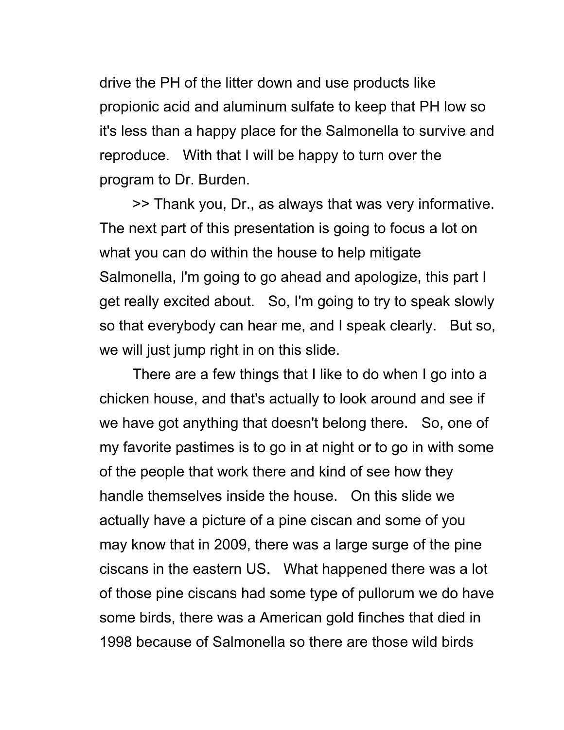drive the PH of the litter down and use products like propionic acid and aluminum sulfate to keep that PH low so it's less than a happy place for the Salmonella to survive and reproduce.   With that I will be happy to turn over the program to Dr. Burden.

>> Thank you, Dr., as always that was very informative. The next part of this presentation is going to focus a lot on what you can do within the house to help mitigate Salmonella, I'm going to go ahead and apologize, this part I get really excited about.   So, I'm going to try to speak slowly so that everybody can hear me, and I speak clearly.   But so, we will just jump right in on this slide.

There are a few things that I like to do when I go into a chicken house, and that's actually to look around and see if we have got anything that doesn't belong there.   So, one of my favorite pastimes is to go in at night or to go in with some of the people that work there and kind of see how they handle themselves inside the house.   On this slide we actually have a picture of a pine ciscan and some of you may know that in 2009, there was a large surge of the pine ciscans in the eastern US.   What happened there was a lot of those pine ciscans had some type of pullorum we do have some birds, there was a American gold finches that died in 1998 because of Salmonella so there are those wild birds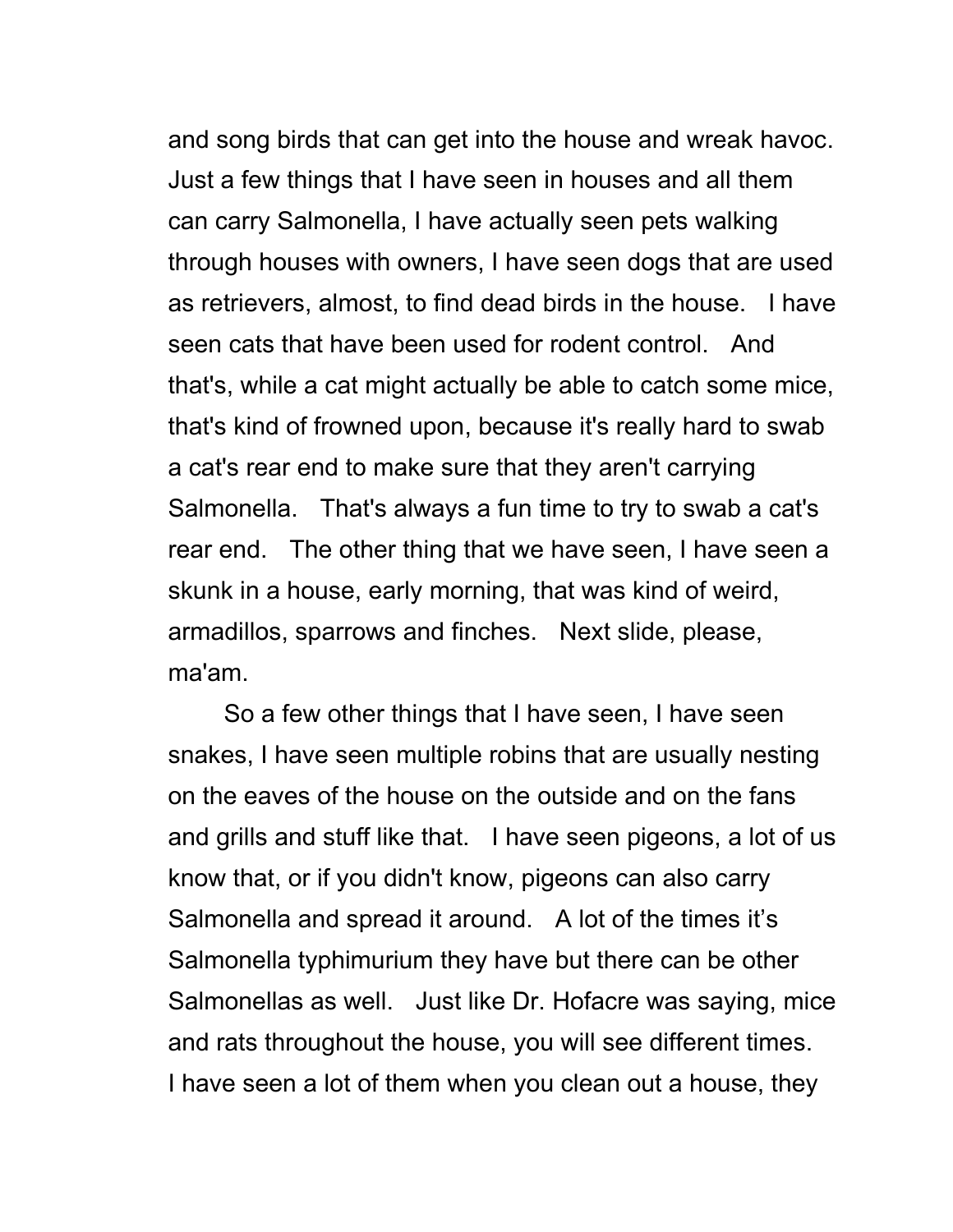and song birds that can get into the house and wreak havoc. Just a few things that I have seen in houses and all them can carry Salmonella, I have actually seen pets walking through houses with owners, I have seen dogs that are used as retrievers, almost, to find dead birds in the house. I have seen cats that have been used for rodent control. And that's, while a cat might actually be able to catch some mice, that's kind of frowned upon, because it's really hard to swab a cat's rear end to make sure that they aren't carrying Salmonella. That's always a fun time to try to swab a cat's rear end. The other thing that we have seen, I have seen a skunk in a house, early morning, that was kind of weird, armadillos, sparrows and finches. Next slide, please, ma'am.

So a few other things that I have seen, I have seen snakes, I have seen multiple robins that are usually nesting on the eaves of the house on the outside and on the fans and grills and stuff like that. I have seen pigeons, a lot of us know that, or if you didn't know, pigeons can also carry Salmonella and spread it around. A lot of the times it’s Salmonella typhimurium they have but there can be other Salmonellas as well. Just like Dr. Hofacre was saying, mice and rats throughout the house, you will see different times. I have seen a lot of them when you clean out a house, they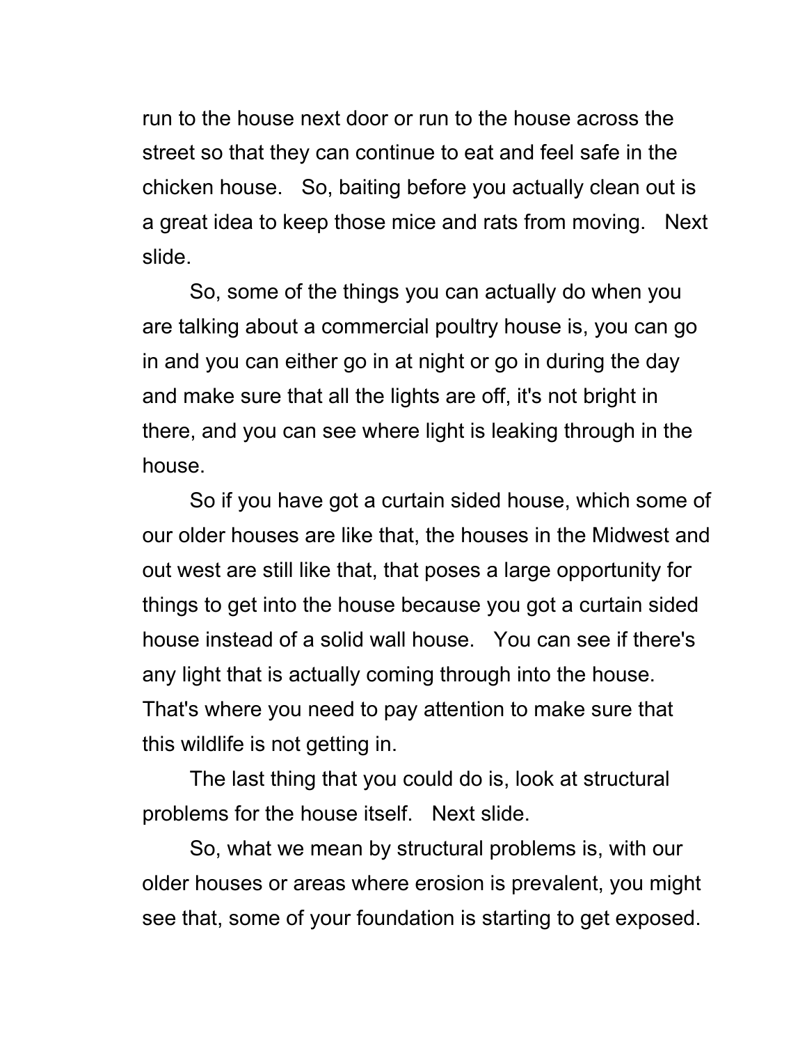run to the house next door or run to the house across the street so that they can continue to eat and feel safe in the chicken house. So, baiting before you actually clean out is a great idea to keep those mice and rats from moving. Next slide.

So, some of the things you can actually do when you are talking about a commercial poultry house is, you can go in and you can either go in at night or go in during the day and make sure that all the lights are off, it's not bright in there, and you can see where light is leaking through in the house.

So if you have got a curtain sided house, which some of our older houses are like that, the houses in the Midwest and out west are still like that, that poses a large opportunity for things to get into the house because you got a curtain sided house instead of a solid wall house. You can see if there's any light that is actually coming through into the house. That's where you need to pay attention to make sure that this wildlife is not getting in.

The last thing that you could do is, look at structural problems for the house itself. Next slide.

So, what we mean by structural problems is, with our older houses or areas where erosion is prevalent, you might see that, some of your foundation is starting to get exposed.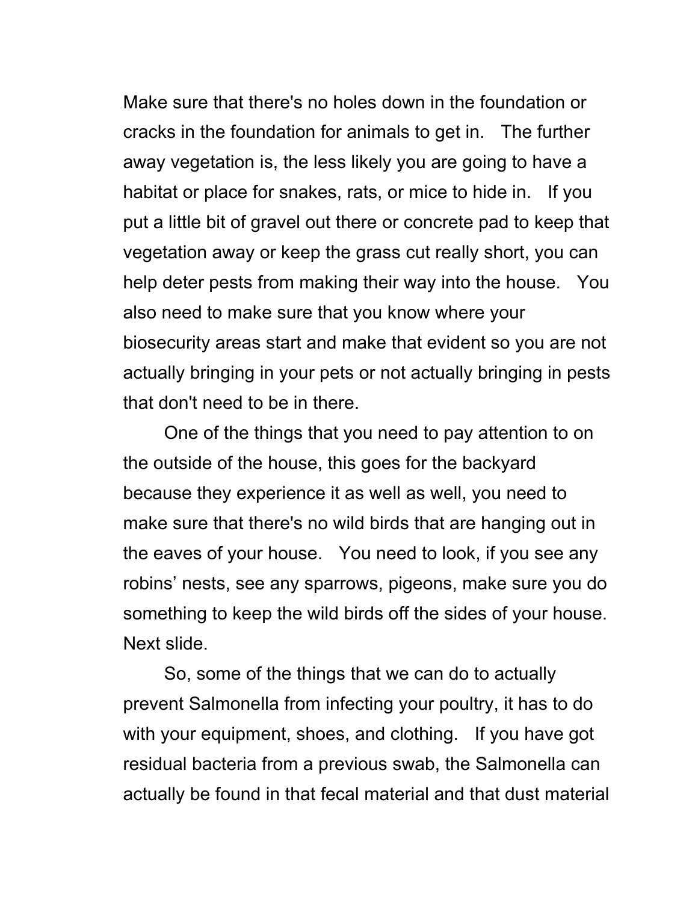Make sure that there's no holes down in the foundation or cracks in the foundation for animals to get in. The further away vegetation is, the less likely you are going to have a habitat or place for snakes, rats, or mice to hide in. If you put a little bit of gravel out there or concrete pad to keep that vegetation away or keep the grass cut really short, you can help deter pests from making their way into the house. You also need to make sure that you know where your biosecurity areas start and make that evident so you are not actually bringing in your pets or not actually bringing in pests that don't need to be in there.

One of the things that you need to pay attention to on the outside of the house, this goes for the backyard because they experience it as well as well, you need to make sure that there's no wild birds that are hanging out in the eaves of your house. You need to look, if you see any robins' nests, see any sparrows, pigeons, make sure you do something to keep the wild birds off the sides of your house. Next slide.

So, some of the things that we can do to actually prevent Salmonella from infecting your poultry, it has to do with your equipment, shoes, and clothing. If you have got residual bacteria from a previous swab, the Salmonella can actually be found in that fecal material and that dust material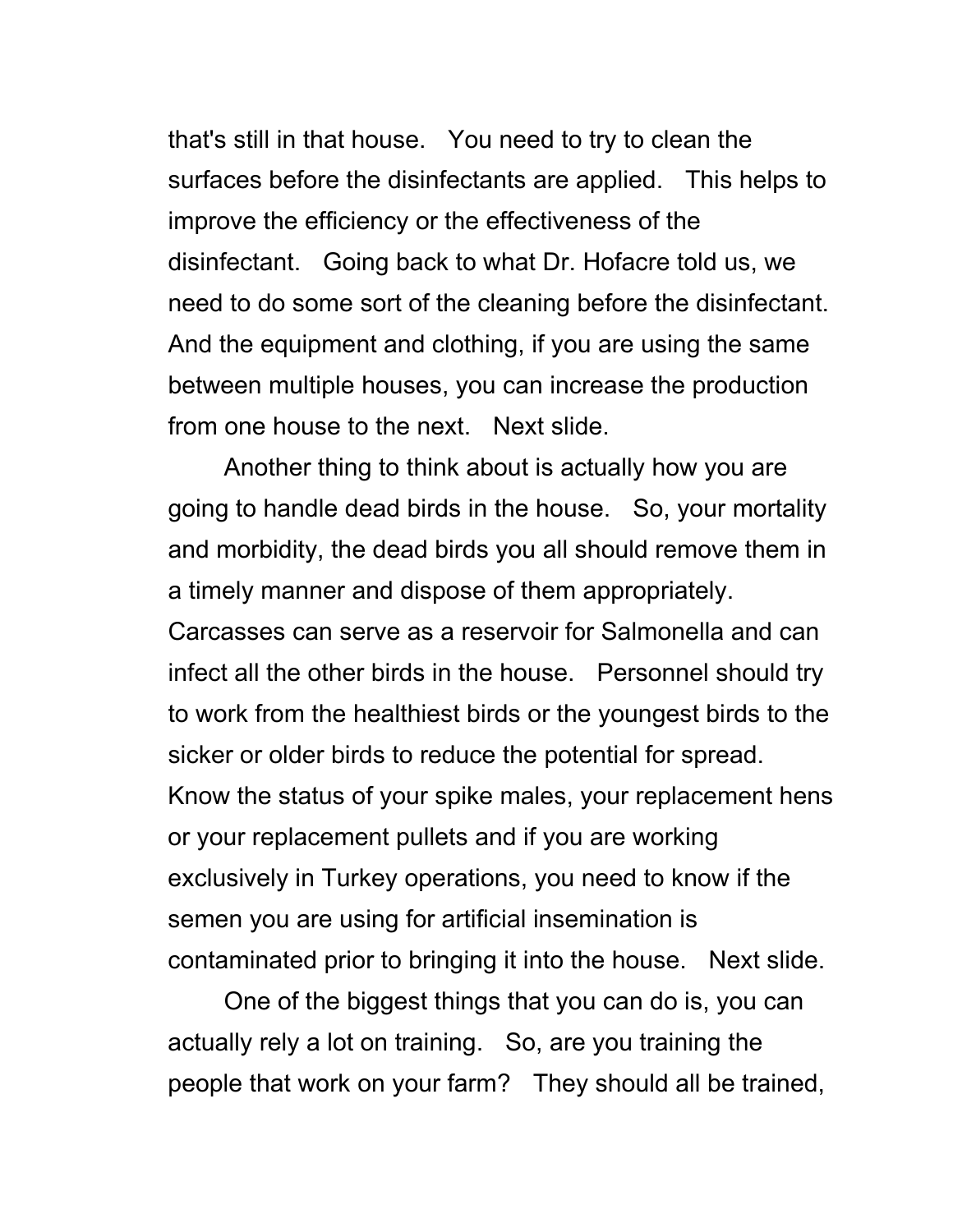that's still in that house. You need to try to clean the surfaces before the disinfectants are applied. This helps to improve the efficiency or the effectiveness of the disinfectant. Going back to what Dr. Hofacre told us, we need to do some sort of the cleaning before the disinfectant. And the equipment and clothing, if you are using the same between multiple houses, you can increase the production from one house to the next. Next slide.

Another thing to think about is actually how you are going to handle dead birds in the house. So, your mortality and morbidity, the dead birds you all should remove them in a timely manner and dispose of them appropriately. Carcasses can serve as a reservoir for Salmonella and can infect all the other birds in the house. Personnel should try to work from the healthiest birds or the youngest birds to the sicker or older birds to reduce the potential for spread. Know the status of your spike males, your replacement hens or your replacement pullets and if you are working exclusively in Turkey operations, you need to know if the semen you are using for artificial insemination is contaminated prior to bringing it into the house. Next slide.

One of the biggest things that you can do is, you can actually rely a lot on training. So, are you training the people that work on your farm? They should all be trained,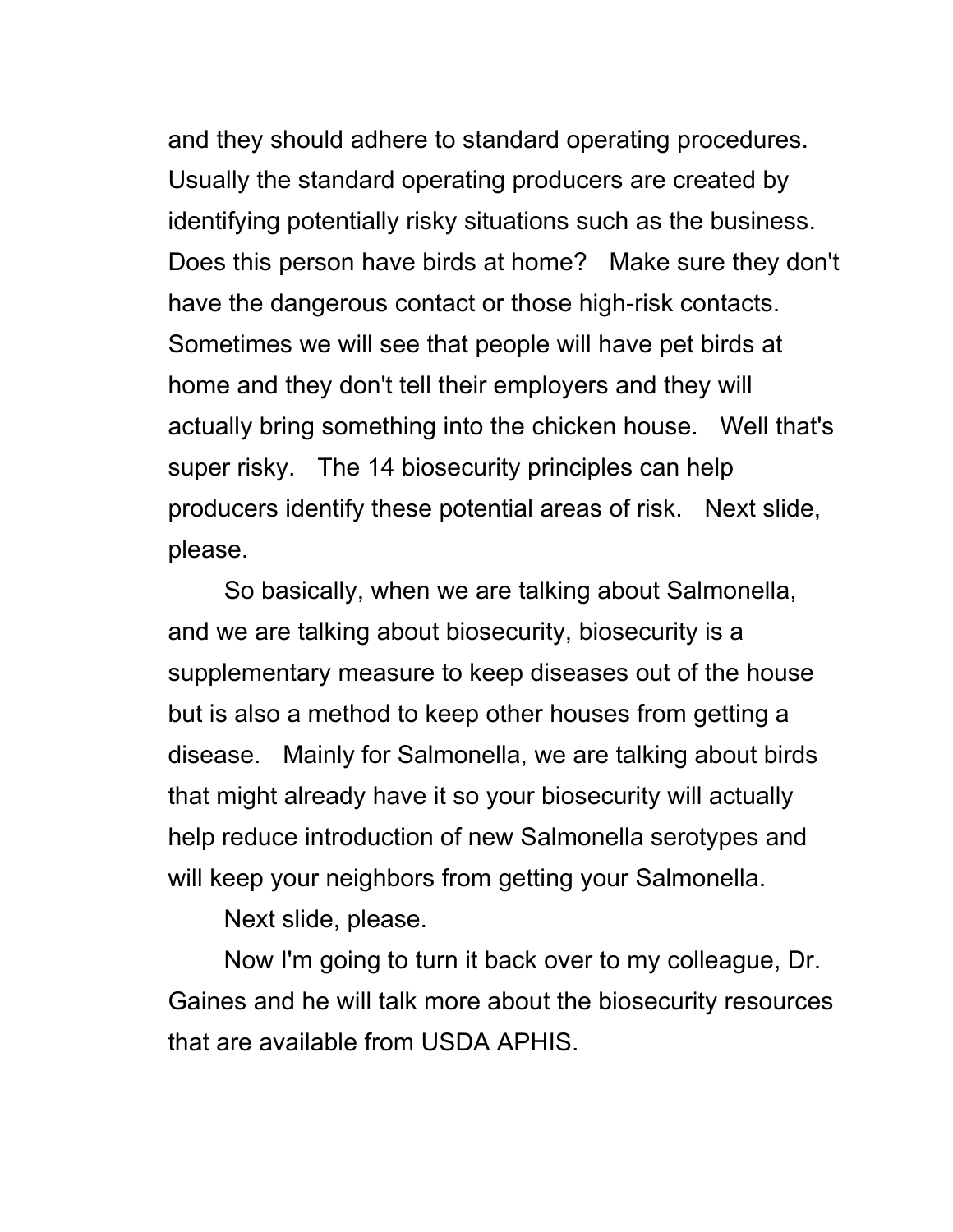and they should adhere to standard operating procedures. Usually the standard operating producers are created by identifying potentially risky situations such as the business. Does this person have birds at home? Make sure they don't have the dangerous contact or those high-risk contacts. Sometimes we will see that people will have pet birds at home and they don't tell their employers and they will actually bring something into the chicken house. Well that's super risky. The 14 biosecurity principles can help producers identify these potential areas of risk. Next slide, please.

So basically, when we are talking about Salmonella, and we are talking about biosecurity, biosecurity is a supplementary measure to keep diseases out of the house but is also a method to keep other houses from getting a disease. Mainly for Salmonella, we are talking about birds that might already have it so your biosecurity will actually help reduce introduction of new Salmonella serotypes and will keep your neighbors from getting your Salmonella.

Next slide, please.

Now I'm going to turn it back over to my colleague, Dr. Gaines and he will talk more about the biosecurity resources that are available from USDA APHIS.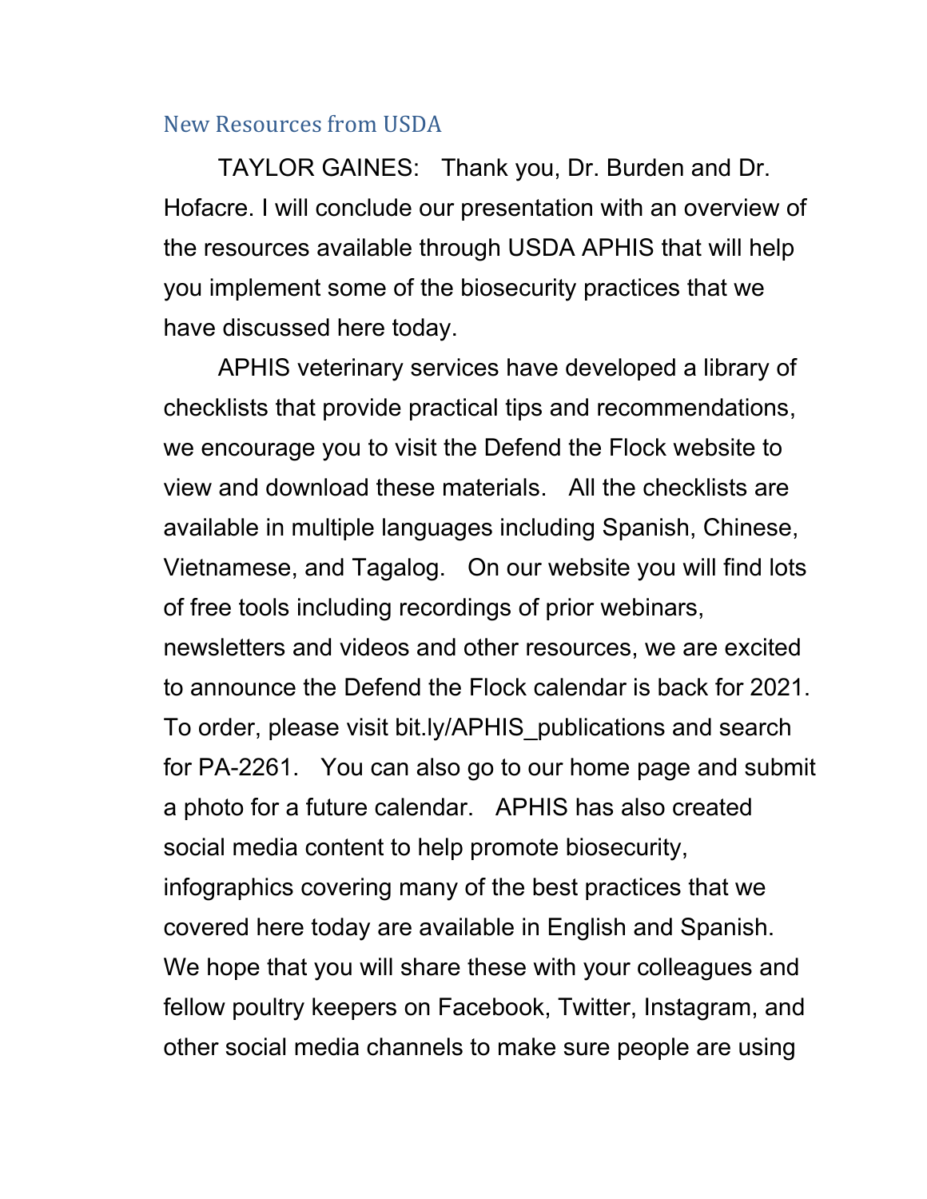## New Resources from USDA

TAYLOR GAINES: Thank you, Dr. Burden and Dr. Hofacre. I will conclude our presentation with an overview of the resources available through USDA APHIS that will help you implement some of the biosecurity practices that we have discussed here today.

APHIS veterinary services have developed a library of checklists that provide practical tips and recommendations, we encourage you to visit the Defend the Flock website to view and download these materials. All the checklists are available in multiple languages including Spanish, Chinese, Vietnamese, and Tagalog. On our website you will find lots of free tools including recordings of prior webinars, newsletters and videos and other resources, we are excited to announce the Defend the Flock calendar is back for 2021. To order, please visit bit.ly/APHIS_publications and search for PA-2261. You can also go to our home page and submit a photo for a future calendar. APHIS has also created social media content to help promote biosecurity, infographics covering many of the best practices that we covered here today are available in English and Spanish. We hope that you will share these with your colleagues and fellow poultry keepers on Facebook, Twitter, Instagram, and other social media channels to make sure people are using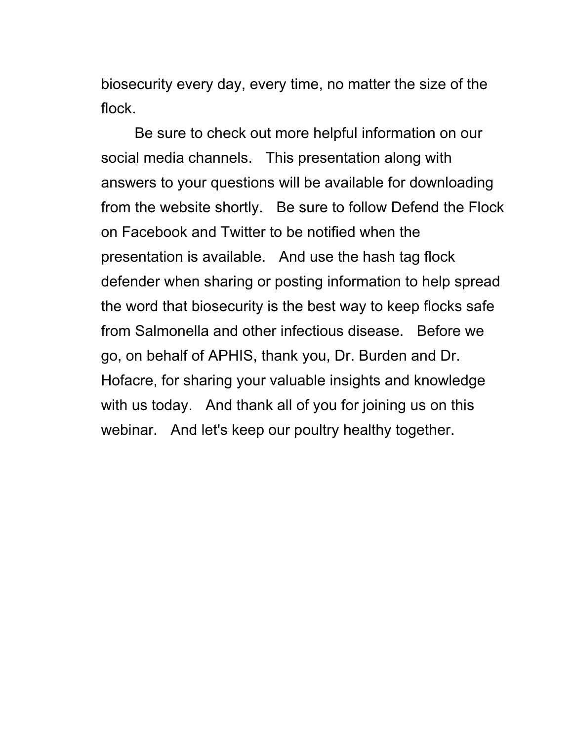biosecurity every day, every time, no matter the size of the flock.

Be sure to check out more helpful information on our social media channels. This presentation along with answers to your questions will be available for downloading from the website shortly. Be sure to follow Defend the Flock on Facebook and Twitter to be notified when the presentation is available. And use the hash tag flock defender when sharing or posting information to help spread the word that biosecurity is the best way to keep flocks safe from Salmonella and other infectious disease. Before we go, on behalf of APHIS, thank you, Dr. Burden and Dr. Hofacre, for sharing your valuable insights and knowledge with us today. And thank all of you for joining us on this webinar. And let's keep our poultry healthy together.